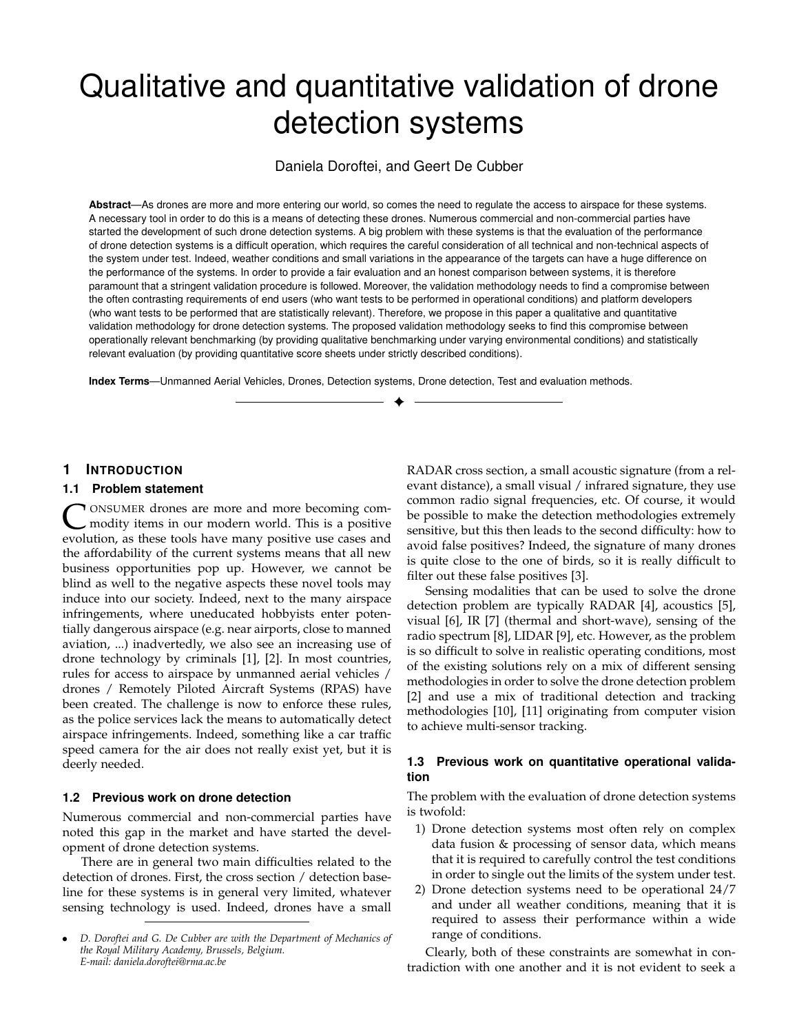// Qualitative and quantitative validation of drone detection systems

Daniela Doroftei, and Geert De Cubber

**Abstract**—As drones are more and more entering our world, so comes the need to regulate the access to airspace for these systems. A necessary tool in order to do this is a means of detecting these drones. Numerous commercial and non-commercial parties have started the development of such drone detection systems. A big problem with these systems is that the evaluation of the performance of drone detection systems is a difficult operation, which requires the careful consideration of all technical and non-technical aspects of the system under test. Indeed, weather conditions and small variations in the appearance of the targets can have a huge difference on the performance of the systems. In order to provide a fair evaluation and an honest comparison between systems, it is therefore paramount that a stringent validation procedure is followed. Moreover, the validation methodology needs to find a compromise between the often contrasting requirements of end users (who want tests to be performed in operational conditions) and platform developers (who want tests to be performed that are statistically relevant). Therefore, we propose in this paper a qualitative and quantitative validation methodology for drone detection systems. The proposed validation methodology seeks to find this compromise between operationally relevant benchmarking (by providing qualitative benchmarking under varying environmental conditions) and statistically relevant evaluation (by providing quantitative score sheets under strictly described conditions).

**Index Terms**—Unmanned Aerial Vehicles, Drones, Detection systems, Drone detection, Test and evaluation methods.

## 1 Introduction

### 1.1 Problem statement

Consumer drones are more and more becoming commodity items in our modern world. This is a positive evolution, as these tools have many positive use cases and the affordability of the current systems means that all new business opportunities pop up. However, we cannot be blind as well to the negative aspects these novel tools may induce into our society. Indeed, next to the many airspace infringements, where uneducated hobbyists enter potentially dangerous airspace (e.g. near airports, close to manned aviation, ...) inadvertedly, we also see an increasing use of drone technology by criminals [1], [2]. In most countries, rules for access to airspace by unmanned aerial vehicles / drones / Remotely Piloted Aircraft Systems (RPAS) have been created. The challenge is now to enforce these rules, as the police services lack the means to automatically detect airspace infringements. Indeed, something like a car traffic speed camera for the air does not really exist yet, but it is deerly needed.

### 1.2 Previous work on drone detection

Numerous commercial and non-commercial parties have noted this gap in the market and have started the development of drone detection systems.

There are in general two main difficulties related to the detection of drones. First, the cross section / detection baseline for these systems is in general very limited, whatever sensing technology is used. Indeed, drones have a small RADAR cross section, a small acoustic signature (from a relevant distance), a small visual / infrared signature, they use common radio signal frequencies, etc. Of course, it would be possible to make the detection methodologies extremely sensitive, but this then leads to the second difficulty: how to avoid false positives? Indeed, the signature of many drones is quite close to the one of birds, so it is really difficult to filter out these false positives [3].

Sensing modalities that can be used to solve the drone detection problem are typically RADAR [4], acoustics [5], visual [6], IR [7] (thermal and short-wave), sensing of the radio spectrum [8], LIDAR [9], etc. However, as the problem is so difficult to solve in realistic operating conditions, most of the existing solutions rely on a mix of different sensing methodologies in order to solve the drone detection problem [2] and use a mix of traditional detection and tracking methodologies [10], [11] originating from computer vision to achieve multi-sensor tracking.

### 1.3 Previous work on quantitative operational validation

The problem with the evaluation of drone detection systems is twofold:

1) Drone detection systems most often rely on complex data fusion & processing of sensor data, which means that it is required to carefully control the test conditions in order to single out the limits of the system under test.
2) Drone detection systems need to be operational 24/7 and under all weather conditions, meaning that it is required to assess their performance within a wide range of conditions.

Clearly, both of these constraints are somewhat in contradiction with one another and it is not evident to seek a

- *D. Doroftei and G. De Cubber are with the Department of Mechanics of the Royal Military Academy, Brussels, Belgium. E-mail: daniela.doroftei@rma.ac.be*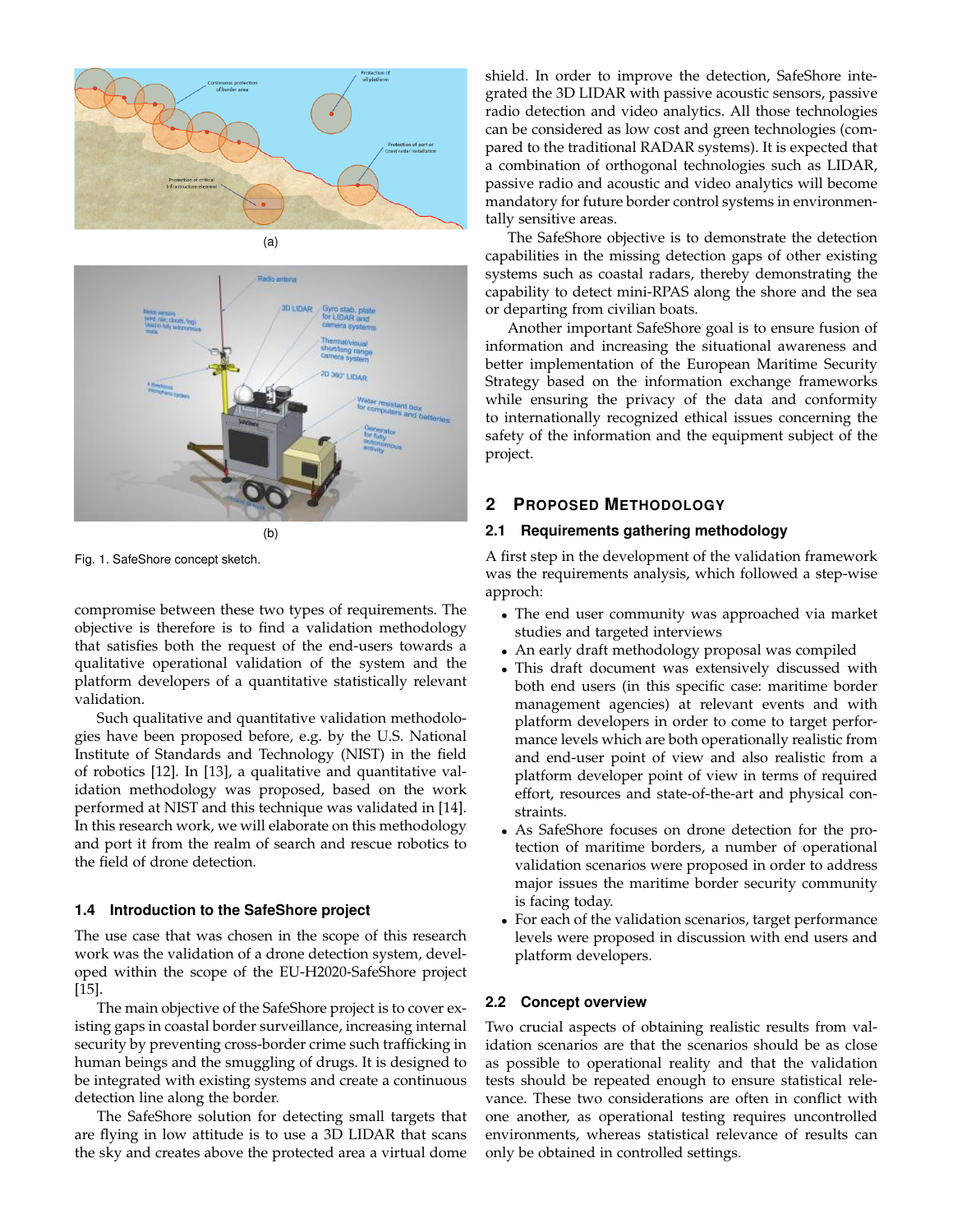(a)

(b)

Fig. 1. SafeShore concept sketch.

compromise between these two types of requirements. The objective is therefore is to find a validation methodology that satisfies both the request of the end-users towards a qualitative operational validation of the system and the platform developers of a quantitative statistically relevant validation.

Such qualitative and quantitative validation methodologies have been proposed before, e.g. by the U.S. National Institute of Standards and Technology (NIST) in the field of robotics [12]. In [13], a qualitative and quantitative validation methodology was proposed, based on the work performed at NIST and this technique was validated in [14]. In this research work, we will elaborate on this methodology and port it from the realm of search and rescue robotics to the field of drone detection.

### 1.4 Introduction to the SafeShore project

The use case that was chosen in the scope of this research work was the validation of a drone detection system, developed within the scope of the EU-H2020-SafeShore project [15].

The main objective of the SafeShore project is to cover existing gaps in coastal border surveillance, increasing internal security by preventing cross-border crime such trafficking in human beings and the smuggling of drugs. It is designed to be integrated with existing systems and create a continuous detection line along the border.

The SafeShore solution for detecting small targets that are flying in low attitude is to use a 3D LIDAR that scans the sky and creates above the protected area a virtual dome shield. In order to improve the detection, SafeShore integrated the 3D LIDAR with passive acoustic sensors, passive radio detection and video analytics. All those technologies can be considered as low cost and green technologies (compared to the traditional RADAR systems). It is expected that a combination of orthogonal technologies such as LIDAR, passive radio and acoustic and video analytics will become mandatory for future border control systems in environmentally sensitive areas.

The SafeShore objective is to demonstrate the detection capabilities in the missing detection gaps of other existing systems such as coastal radars, thereby demonstrating the capability to detect mini-RPAS along the shore and the sea or departing from civilian boats.

Another important SafeShore goal is to ensure fusion of information and increasing the situational awareness and better implementation of the European Maritime Security Strategy based on the information exchange frameworks while ensuring the privacy of the data and conformity to internationally recognized ethical issues concerning the safety of the information and the equipment subject of the project.

## 2 Proposed Methodology

### 2.1 Requirements gathering methodology

A first step in the development of the validation framework was the requirements analysis, which followed a step-wise approch:

- The end user community was approached via market studies and targeted interviews
- An early draft methodology proposal was compiled
- This draft document was extensively discussed with both end users (in this specific case: maritime border management agencies) at relevant events and with platform developers in order to come to target performance levels which are both operationally realistic from and end-user point of view and also realistic from a platform developer point of view in terms of required effort, resources and state-of-the-art and physical constraints.
- As SafeShore focuses on drone detection for the protection of maritime borders, a number of operational validation scenarios were proposed in order to address major issues the maritime border security community is facing today.
- For each of the validation scenarios, target performance levels were proposed in discussion with end users and platform developers.

### 2.2 Concept overview

Two crucial aspects of obtaining realistic results from validation scenarios are that the scenarios should be as close as possible to operational reality and that the validation tests should be repeated enough to ensure statistical relevance. These two considerations are often in conflict with one another, as operational testing requires uncontrolled environments, whereas statistical relevance of results can only be obtained in controlled settings.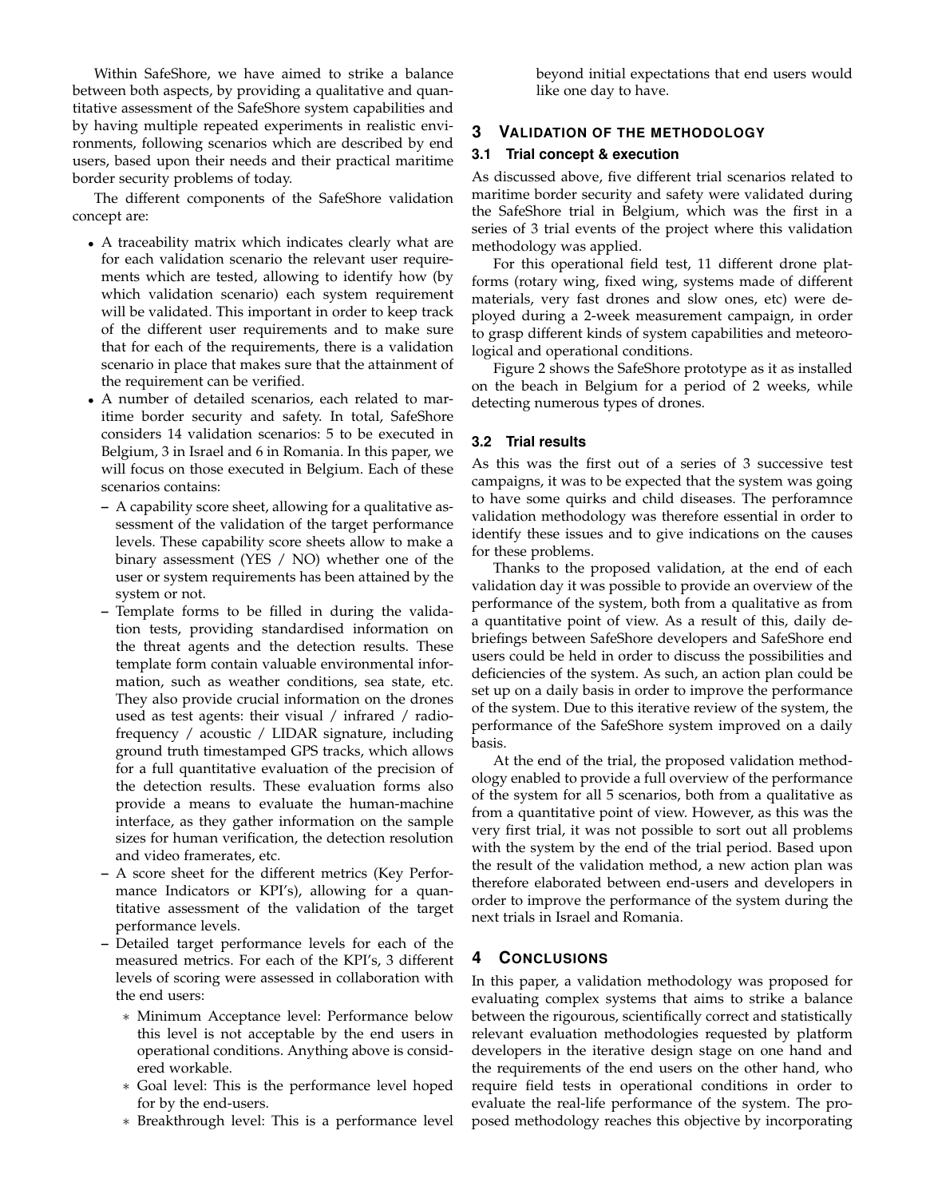Within SafeShore, we have aimed to strike a balance between both aspects, by providing a qualitative and quantitative assessment of the SafeShore system capabilities and by having multiple repeated experiments in realistic environments, following scenarios which are described by end users, based upon their needs and their practical maritime border security problems of today.

The different components of the SafeShore validation concept are:

- A traceability matrix which indicates clearly what are for each validation scenario the relevant user requirements which are tested, allowing to identify how (by which validation scenario) each system requirement will be validated. This important in order to keep track of the different user requirements and to make sure that for each of the requirements, there is a validation scenario in place that makes sure that the attainment of the requirement can be verified.
- A number of detailed scenarios, each related to maritime border security and safety. In total, SafeShore considers 14 validation scenarios: 5 to be executed in Belgium, 3 in Israel and 6 in Romania. In this paper, we will focus on those executed in Belgium. Each of these scenarios contains:
  - A capability score sheet, allowing for a qualitative assessment of the validation of the target performance levels. These capability score sheets allow to make a binary assessment (YES / NO) whether one of the user or system requirements has been attained by the system or not.
  - Template forms to be filled in during the validation tests, providing standardised information on the threat agents and the detection results. These template form contain valuable environmental information, such as weather conditions, sea state, etc. They also provide crucial information on the drones used as test agents: their visual / infrared / radio-frequency / acoustic / LIDAR signature, including ground truth timestamped GPS tracks, which allows for a full quantitative evaluation of the precision of the detection results. These evaluation forms also provide a means to evaluate the human-machine interface, as they gather information on the sample sizes for human verification, the detection resolution and video framerates, etc.
  - A score sheet for the different metrics (Key Performance Indicators or KPI's), allowing for a quantitative assessment of the validation of the target performance levels.
  - Detailed target performance levels for each of the measured metrics. For each of the KPI's, 3 different levels of scoring were assessed in collaboration with the end users:
    - Minimum Acceptance level: Performance below this level is not acceptable by the end users in operational conditions. Anything above is considered workable.
    - Goal level: This is the performance level hoped for by the end-users.
    - Breakthrough level: This is a performance level beyond initial expectations that end users would like one day to have.

## 3 Validation of the Methodology

### 3.1 Trial concept & execution

As discussed above, five different trial scenarios related to maritime border security and safety were validated during the SafeShore trial in Belgium, which was the first in a series of 3 trial events of the project where this validation methodology was applied.

For this operational field test, 11 different drone platforms (rotary wing, fixed wing, systems made of different materials, very fast drones and slow ones, etc) were deployed during a 2-week measurement campaign, in order to grasp different kinds of system capabilities and meteorological and operational conditions.

Figure 2 shows the SafeShore prototype as it as installed on the beach in Belgium for a period of 2 weeks, while detecting numerous types of drones.

### 3.2 Trial results

As this was the first out of a series of 3 successive test campaigns, it was to be expected that the system was going to have some quirks and child diseases. The perforamnce validation methodology was therefore essential in order to identify these issues and to give indications on the causes for these problems.

Thanks to the proposed validation, at the end of each validation day it was possible to provide an overview of the performance of the system, both from a qualitative as from a quantitative point of view. As a result of this, daily debriefings between SafeShore developers and SafeShore end users could be held in order to discuss the possibilities and deficiencies of the system. As such, an action plan could be set up on a daily basis in order to improve the performance of the system. Due to this iterative review of the system, the performance of the SafeShore system improved on a daily basis.

At the end of the trial, the proposed validation methodology enabled to provide a full overview of the performance of the system for all 5 scenarios, both from a qualitative as from a quantitative point of view. However, as this was the very first trial, it was not possible to sort out all problems with the system by the end of the trial period. Based upon the result of the validation method, a new action plan was therefore elaborated between end-users and developers in order to improve the performance of the system during the next trials in Israel and Romania.

## 4 Conclusions

In this paper, a validation methodology was proposed for evaluating complex systems that aims to strike a balance between the rigourous, scientifically correct and statistically relevant evaluation methodologies requested by platform developers in the iterative design stage on one hand and the requirements of the end users on the other hand, who require field tests in operational conditions in order to evaluate the real-life performance of the system. The proposed methodology reaches this objective by incorporating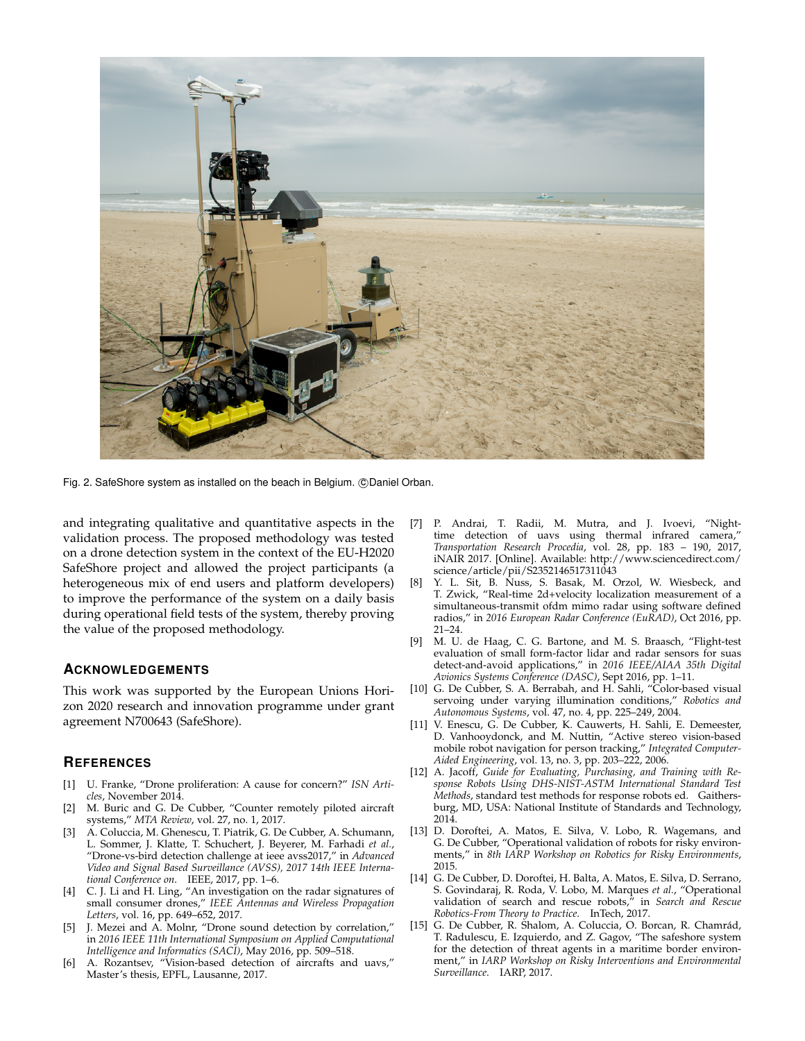Fig. 2. SafeShore system as installed on the beach in Belgium. ©Daniel Orban.

and integrating qualitative and quantitative aspects in the validation process. The proposed methodology was tested on a drone detection system in the context of the EU-H2020 SafeShore project and allowed the project participants (a heterogeneous mix of end users and platform developers) to improve the performance of the system on a daily basis during operational field tests of the system, thereby proving the value of the proposed methodology.

## ACKNOWLEDGEMENTS

This work was supported by the European Unions Horizon 2020 research and innovation programme under grant agreement N700643 (SafeShore).

## REFERENCES

[1] U. Franke, "Drone proliferation: A cause for concern?" *ISN Articles*, November 2014.

[2] M. Buric and G. De Cubber, "Counter remotely piloted aircraft systems," *MTA Review*, vol. 27, no. 1, 2017.

[3] A. Coluccia, M. Ghenescu, T. Piatrik, G. De Cubber, A. Schumann, L. Sommer, J. Klatte, T. Schuchert, J. Beyerer, M. Farhadi *et al.*, "Drone-vs-bird detection challenge at ieee avss2017," in *Advanced Video and Signal Based Surveillance (AVSS), 2017 14th IEEE International Conference on*. IEEE, 2017, pp. 1–6.

[4] C. J. Li and H. Ling, "An investigation on the radar signatures of small consumer drones," *IEEE Antennas and Wireless Propagation Letters*, vol. 16, pp. 649–652, 2017.

[5] J. Mezei and A. Molnr, "Drone sound detection by correlation," in *2016 IEEE 11th International Symposium on Applied Computational Intelligence and Informatics (SACI)*, May 2016, pp. 509–518.

[6] A. Rozantsev, "Vision-based detection of aircrafts and uavs," Master's thesis, EPFL, Lausanne, 2017.

[7] P. Andrai, T. Radii, M. Mutra, and J. Ivoevi, "Night-time detection of uavs using thermal infrared camera," *Transportation Research Procedia*, vol. 28, pp. 183 – 190, 2017, iNAIR 2017. [Online]. Available: http://www.sciencedirect.com/science/article/pii/S2352146517311043

[8] Y. L. Sit, B. Nuss, S. Basak, M. Orzol, W. Wiesbeck, and T. Zwick, "Real-time 2d+velocity localization measurement of a simultaneous-transmit ofdm mimo radar using software defined radios," in *2016 European Radar Conference (EuRAD)*, Oct 2016, pp. 21–24.

[9] M. U. de Haag, C. G. Bartone, and M. S. Braasch, "Flight-test evaluation of small form-factor lidar and radar sensors for suas detect-and-avoid applications," in *2016 IEEE/AIAA 35th Digital Avionics Systems Conference (DASC)*, Sept 2016, pp. 1–11.

[10] G. De Cubber, S. A. Berrabah, and H. Sahli, "Color-based visual servoing under varying illumination conditions," *Robotics and Autonomous Systems*, vol. 47, no. 4, pp. 225–249, 2004.

[11] V. Enescu, G. De Cubber, K. Cauwerts, H. Sahli, E. Demeester, D. Vanhooydonck, and M. Nuttin, "Active stereo vision-based mobile robot navigation for person tracking," *Integrated Computer-Aided Engineering*, vol. 13, no. 3, pp. 203–222, 2006.

[12] A. Jacoff, *Guide for Evaluating, Purchasing, and Training with Response Robots Using DHS-NIST-ASTM International Standard Test Methods*, standard test methods for response robots ed. Gaithersburg, MD, USA: National Institute of Standards and Technology, 2014.

[13] D. Doroftei, A. Matos, E. Silva, V. Lobo, R. Wagemans, and G. De Cubber, "Operational validation of robots for risky environments," in *8th IARP Workshop on Robotics for Risky Environments*, 2015.

[14] G. De Cubber, D. Doroftei, H. Balta, A. Matos, E. Silva, D. Serrano, S. Govindaraj, R. Roda, V. Lobo, M. Marques *et al.*, "Operational validation of search and rescue robots," in *Search and Rescue Robotics-From Theory to Practice*. InTech, 2017.

[15] G. De Cubber, R. Shalom, A. Coluccia, O. Borcan, R. Chamrád, T. Radulescu, E. Izquierdo, and Z. Gagov, "The safeshore system for the detection of threat agents in a maritime border environment," in *IARP Workshop on Risky Interventions and Environmental Surveillance*. IARP, 2017.